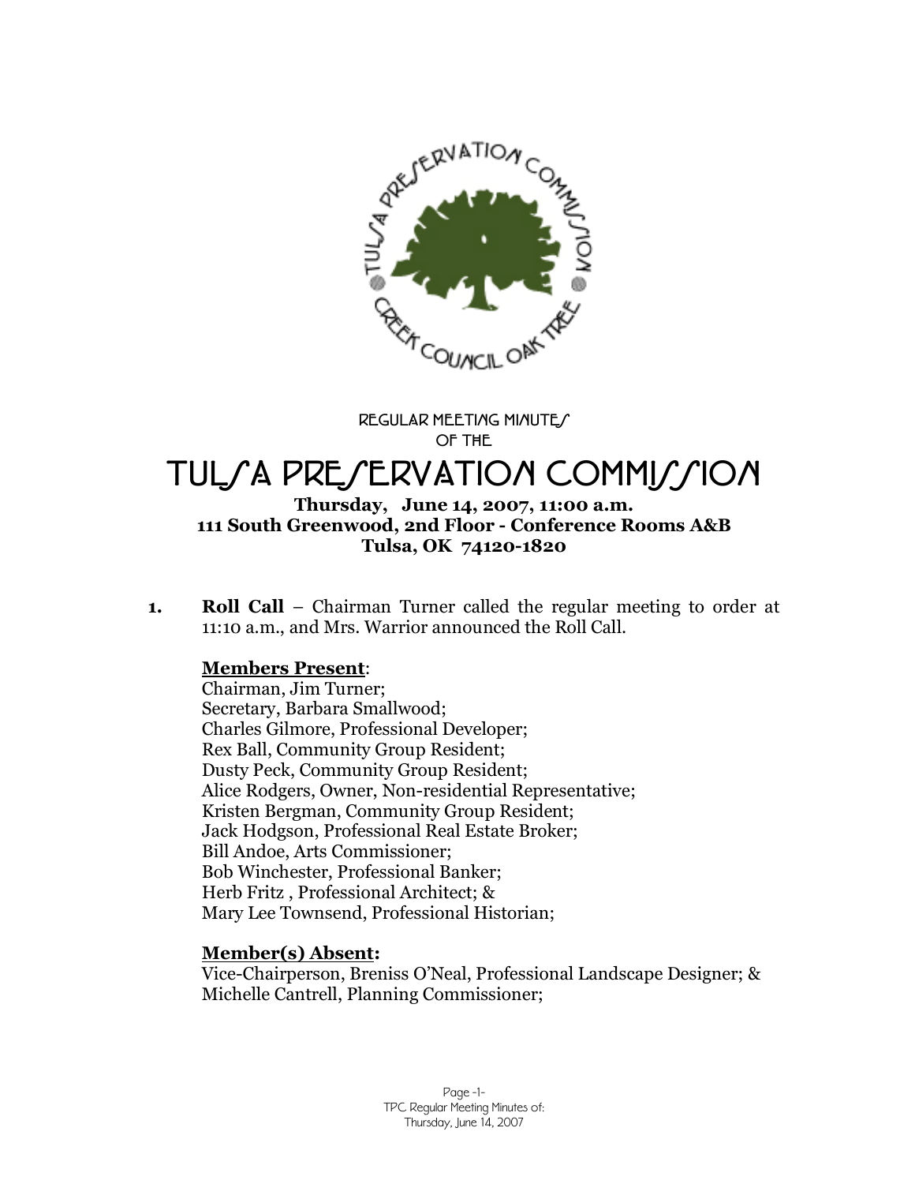REGULAR MEETING MINUTES
OF THE

# TULSA PRESERVATION COMMISSION

**Thursday, June 14, 2007, 11:00 a.m.**
**111 South Greenwood, 2nd Floor - Conference Rooms A&B**
**Tulsa, OK 74120-1820**

1. **Roll Call** – Chairman Turner called the regular meeting to order at 11:10 a.m., and Mrs. Warrior announced the Roll Call.

   **Members Present**:
   Chairman, Jim Turner;
   Secretary, Barbara Smallwood;
   Charles Gilmore, Professional Developer;
   Rex Ball, Community Group Resident;
   Dusty Peck, Community Group Resident;
   Alice Rodgers, Owner, Non-residential Representative;
   Kristen Bergman, Community Group Resident;
   Jack Hodgson, Professional Real Estate Broker;
   Bill Andoe, Arts Commissioner;
   Bob Winchester, Professional Banker;
   Herb Fritz , Professional Architect; &
   Mary Lee Townsend, Professional Historian;

   **Member(s) Absent:**
   Vice-Chairperson, Breniss O'Neal, Professional Landscape Designer; &
   Michelle Cantrell, Planning Commissioner;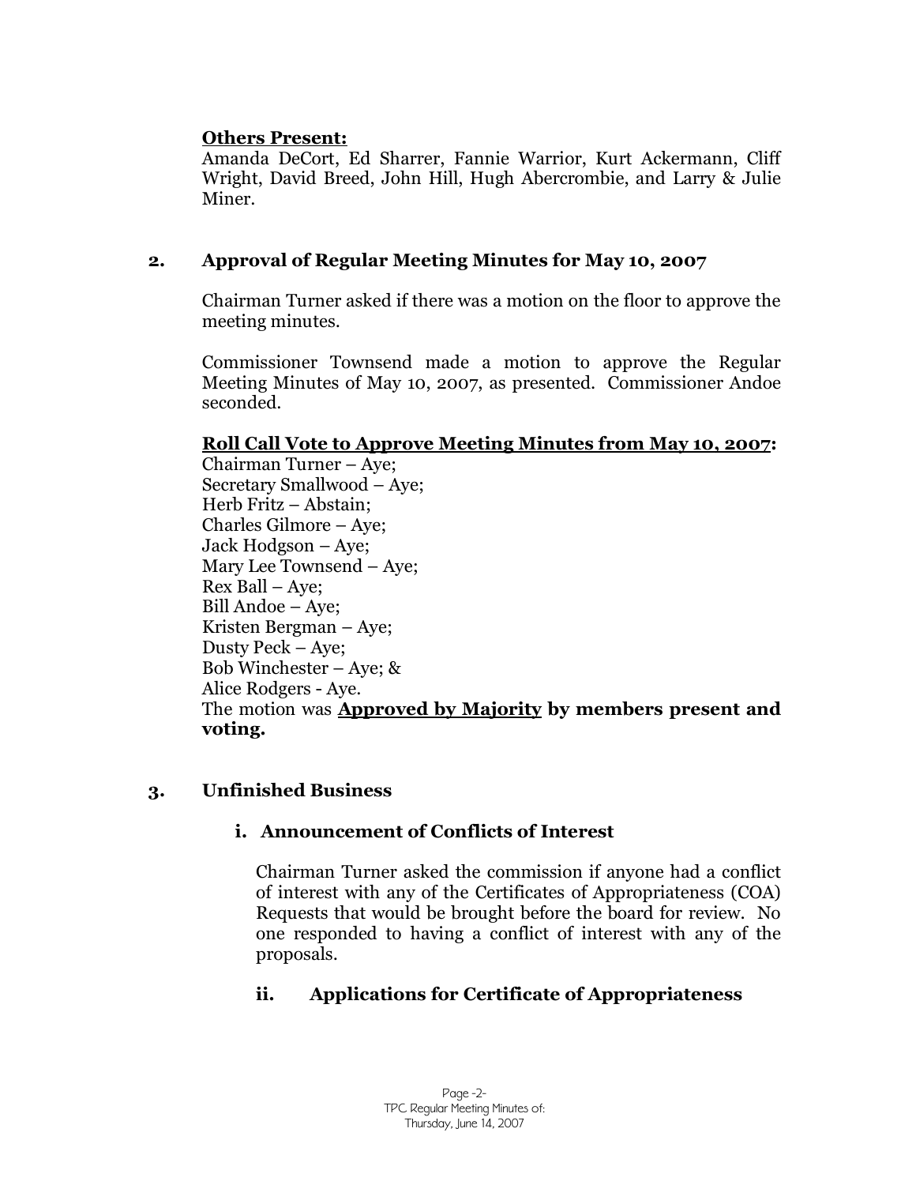**Others Present:**
Amanda DeCort, Ed Sharrer, Fannie Warrior, Kurt Ackermann, Cliff Wright, David Breed, John Hill, Hugh Abercrombie, and Larry & Julie Miner.

## 2. Approval of Regular Meeting Minutes for May 10, 2007

Chairman Turner asked if there was a motion on the floor to approve the meeting minutes.

Commissioner Townsend made a motion to approve the Regular Meeting Minutes of May 10, 2007, as presented. Commissioner Andoe seconded.

**Roll Call Vote to Approve Meeting Minutes from May 10, 2007:**
Chairman Turner – Aye;
Secretary Smallwood – Aye;
Herb Fritz – Abstain;
Charles Gilmore – Aye;
Jack Hodgson – Aye;
Mary Lee Townsend – Aye;
Rex Ball – Aye;
Bill Andoe – Aye;
Kristen Bergman – Aye;
Dusty Peck – Aye;
Bob Winchester – Aye; &
Alice Rodgers - Aye.
The motion was **Approved by Majority by members present and voting.**

## 3. Unfinished Business

### i. Announcement of Conflicts of Interest

Chairman Turner asked the commission if anyone had a conflict of interest with any of the Certificates of Appropriateness (COA) Requests that would be brought before the board for review. No one responded to having a conflict of interest with any of the proposals.

### ii. Applications for Certificate of Appropriateness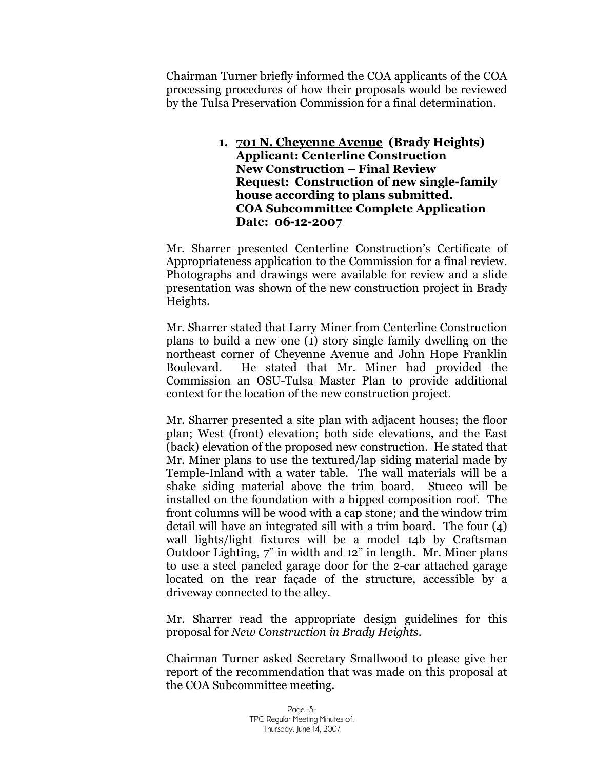Chairman Turner briefly informed the COA applicants of the COA processing procedures of how their proposals would be reviewed by the Tulsa Preservation Commission for a final determination.

**1. <u>701 N. Cheyenne Avenue</u> (Brady Heights)**
**Applicant: Centerline Construction**
**New Construction – Final Review**
**Request: Construction of new single-family house according to plans submitted.**
**COA Subcommittee Complete Application Date: 06-12-2007**

Mr. Sharrer presented Centerline Construction's Certificate of Appropriateness application to the Commission for a final review. Photographs and drawings were available for review and a slide presentation was shown of the new construction project in Brady Heights.

Mr. Sharrer stated that Larry Miner from Centerline Construction plans to build a new one (1) story single family dwelling on the northeast corner of Cheyenne Avenue and John Hope Franklin Boulevard. He stated that Mr. Miner had provided the Commission an OSU-Tulsa Master Plan to provide additional context for the location of the new construction project.

Mr. Sharrer presented a site plan with adjacent houses; the floor plan; West (front) elevation; both side elevations, and the East (back) elevation of the proposed new construction. He stated that Mr. Miner plans to use the textured/lap siding material made by Temple-Inland with a water table. The wall materials will be a shake siding material above the trim board. Stucco will be installed on the foundation with a hipped composition roof. The front columns will be wood with a cap stone; and the window trim detail will have an integrated sill with a trim board. The four (4) wall lights/light fixtures will be a model 14b by Craftsman Outdoor Lighting, 7" in width and 12" in length. Mr. Miner plans to use a steel paneled garage door for the 2-car attached garage located on the rear façade of the structure, accessible by a driveway connected to the alley.

Mr. Sharrer read the appropriate design guidelines for this proposal for *New Construction in Brady Heights*.

Chairman Turner asked Secretary Smallwood to please give her report of the recommendation that was made on this proposal at the COA Subcommittee meeting.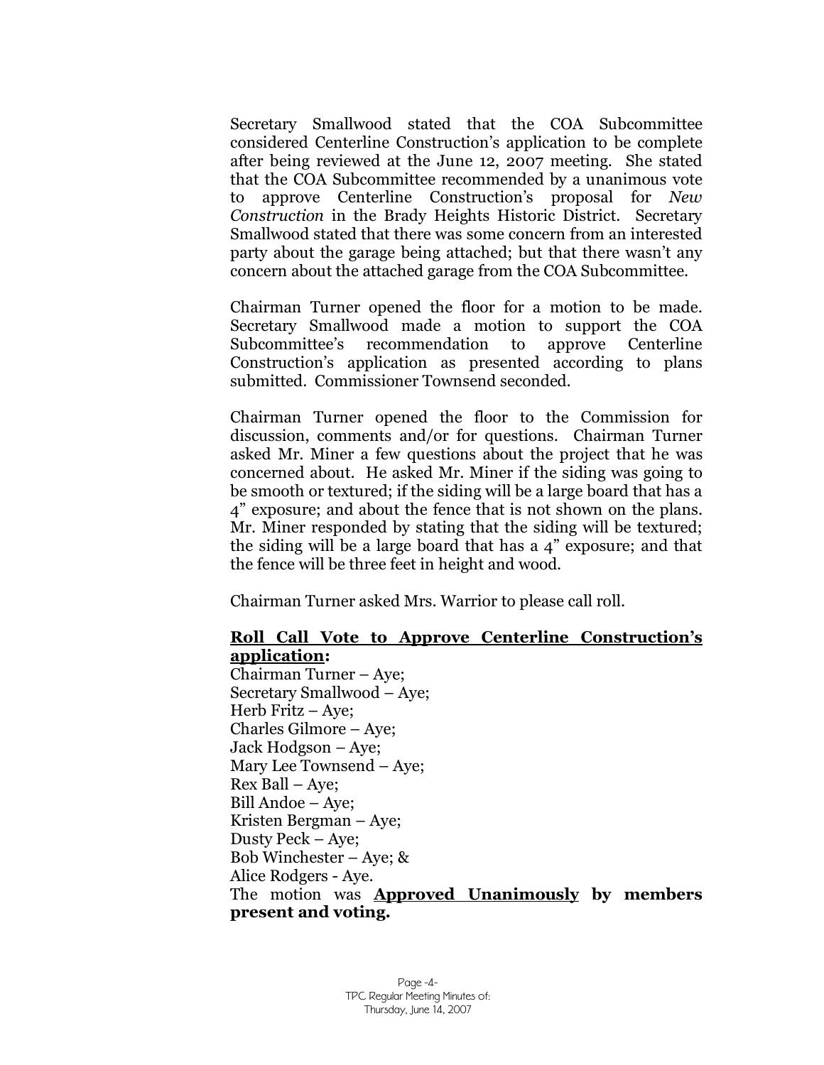Secretary Smallwood stated that the COA Subcommittee considered Centerline Construction's application to be complete after being reviewed at the June 12, 2007 meeting. She stated that the COA Subcommittee recommended by a unanimous vote to approve Centerline Construction's proposal for *New Construction* in the Brady Heights Historic District. Secretary Smallwood stated that there was some concern from an interested party about the garage being attached; but that there wasn't any concern about the attached garage from the COA Subcommittee.

Chairman Turner opened the floor for a motion to be made. Secretary Smallwood made a motion to support the COA Subcommittee's recommendation to approve Centerline Construction's application as presented according to plans submitted. Commissioner Townsend seconded.

Chairman Turner opened the floor to the Commission for discussion, comments and/or for questions. Chairman Turner asked Mr. Miner a few questions about the project that he was concerned about. He asked Mr. Miner if the siding was going to be smooth or textured; if the siding will be a large board that has a 4" exposure; and about the fence that is not shown on the plans. Mr. Miner responded by stating that the siding will be textured; the siding will be a large board that has a 4" exposure; and that the fence will be three feet in height and wood.

Chairman Turner asked Mrs. Warrior to please call roll.

**Roll Call Vote to Approve Centerline Construction's application:**

Chairman Turner – Aye;
Secretary Smallwood – Aye;
Herb Fritz – Aye;
Charles Gilmore – Aye;
Jack Hodgson – Aye;
Mary Lee Townsend – Aye;
Rex Ball – Aye;
Bill Andoe – Aye;
Kristen Bergman – Aye;
Dusty Peck – Aye;
Bob Winchester – Aye; &
Alice Rodgers - Aye.
The motion was **Approved Unanimously** by members present and voting.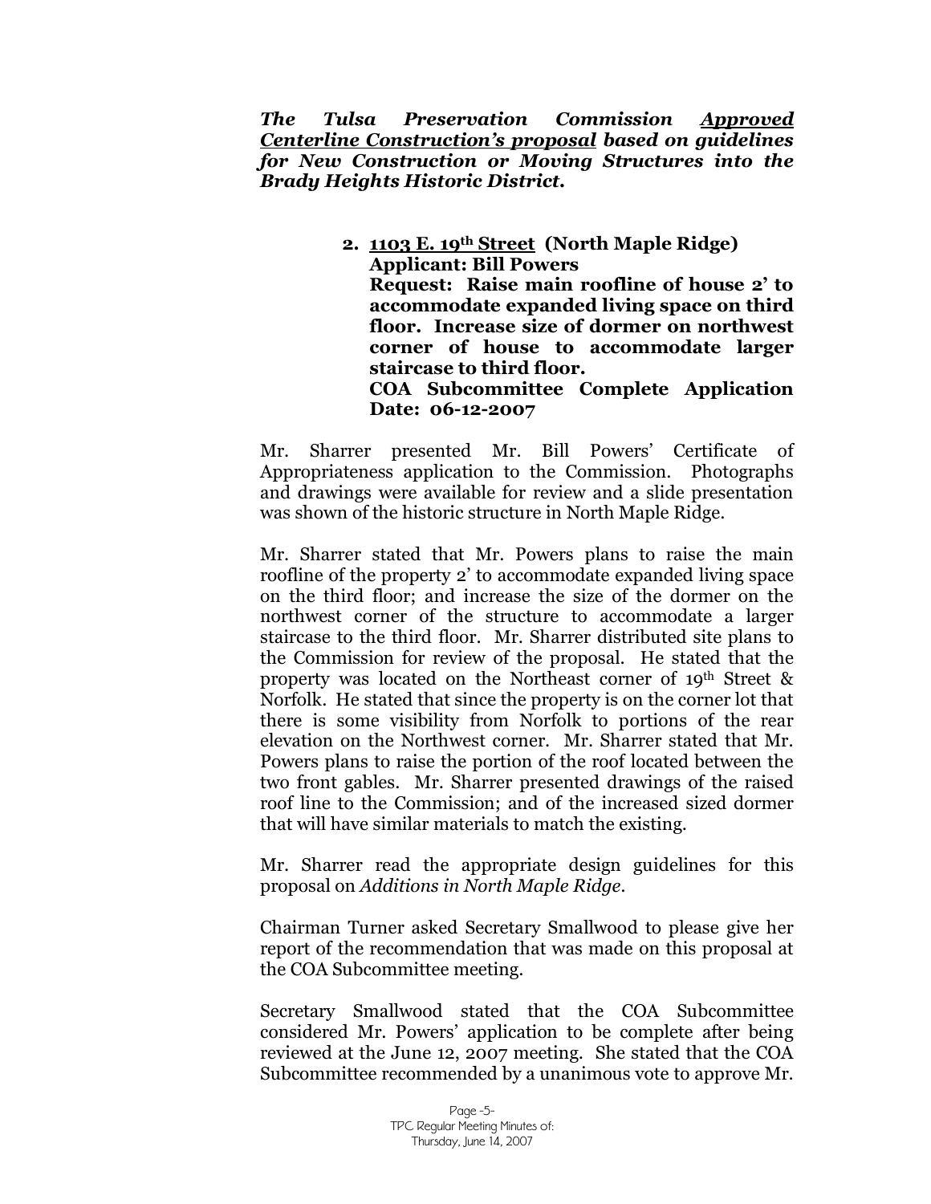***The Tulsa Preservation Commission <u>Approved Centerline Construction's proposal</u> based on guidelines for New Construction or Moving Structures into the Brady Heights Historic District.***

2. **<u>1103 E. 19th Street</u> (North Maple Ridge)**
   **Applicant: Bill Powers**
   **Request: Raise main roofline of house 2' to accommodate expanded living space on third floor. Increase size of dormer on northwest corner of house to accommodate larger staircase to third floor.**
   **COA Subcommittee Complete Application Date: 06-12-2007**

Mr. Sharrer presented Mr. Bill Powers' Certificate of Appropriateness application to the Commission. Photographs and drawings were available for review and a slide presentation was shown of the historic structure in North Maple Ridge.

Mr. Sharrer stated that Mr. Powers plans to raise the main roofline of the property 2' to accommodate expanded living space on the third floor; and increase the size of the dormer on the northwest corner of the structure to accommodate a larger staircase to the third floor. Mr. Sharrer distributed site plans to the Commission for review of the proposal. He stated that the property was located on the Northeast corner of 19th Street & Norfolk. He stated that since the property is on the corner lot that there is some visibility from Norfolk to portions of the rear elevation on the Northwest corner. Mr. Sharrer stated that Mr. Powers plans to raise the portion of the roof located between the two front gables. Mr. Sharrer presented drawings of the raised roof line to the Commission; and of the increased sized dormer that will have similar materials to match the existing.

Mr. Sharrer read the appropriate design guidelines for this proposal on *Additions in North Maple Ridge*.

Chairman Turner asked Secretary Smallwood to please give her report of the recommendation that was made on this proposal at the COA Subcommittee meeting.

Secretary Smallwood stated that the COA Subcommittee considered Mr. Powers' application to be complete after being reviewed at the June 12, 2007 meeting. She stated that the COA Subcommittee recommended by a unanimous vote to approve Mr.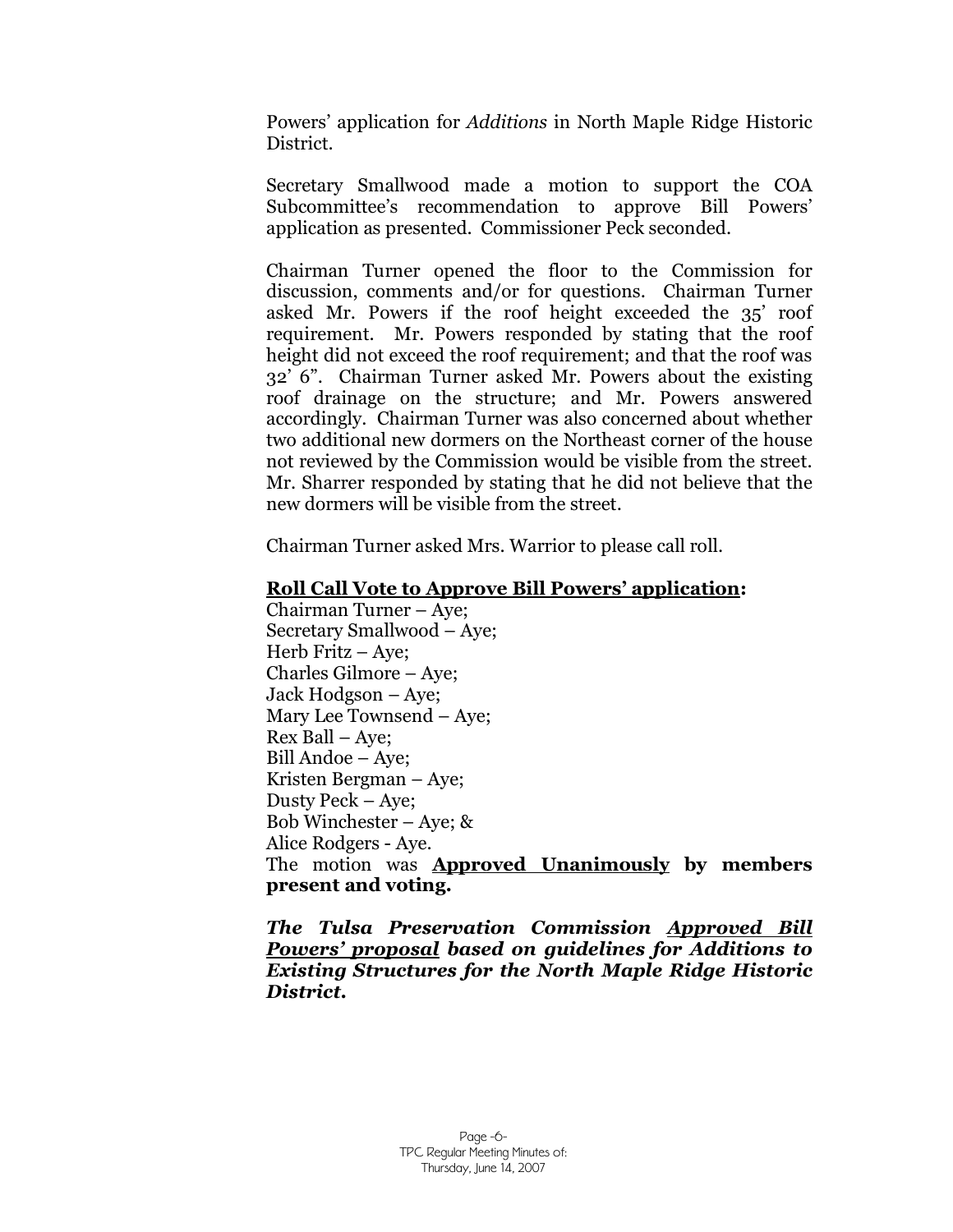Powers' application for *Additions* in North Maple Ridge Historic District.

Secretary Smallwood made a motion to support the COA Subcommittee's recommendation to approve Bill Powers' application as presented. Commissioner Peck seconded.

Chairman Turner opened the floor to the Commission for discussion, comments and/or for questions. Chairman Turner asked Mr. Powers if the roof height exceeded the 35' roof requirement. Mr. Powers responded by stating that the roof height did not exceed the roof requirement; and that the roof was 32' 6". Chairman Turner asked Mr. Powers about the existing roof drainage on the structure; and Mr. Powers answered accordingly. Chairman Turner was also concerned about whether two additional new dormers on the Northeast corner of the house not reviewed by the Commission would be visible from the street. Mr. Sharrer responded by stating that he did not believe that the new dormers will be visible from the street.

Chairman Turner asked Mrs. Warrior to please call roll.

**<u>Roll Call Vote to Approve Bill Powers' application</u>:**

Chairman Turner – Aye;
Secretary Smallwood – Aye;
Herb Fritz – Aye;
Charles Gilmore – Aye;
Jack Hodgson – Aye;
Mary Lee Townsend – Aye;
Rex Ball – Aye;
Bill Andoe – Aye;
Kristen Bergman – Aye;
Dusty Peck – Aye;
Bob Winchester – Aye; &
Alice Rodgers - Aye.

The motion was **<u>Approved Unanimously</u> by members present and voting.**

***The Tulsa Preservation Commission <u>Approved Bill Powers' proposal</u> based on guidelines for Additions to Existing Structures for the North Maple Ridge Historic District.***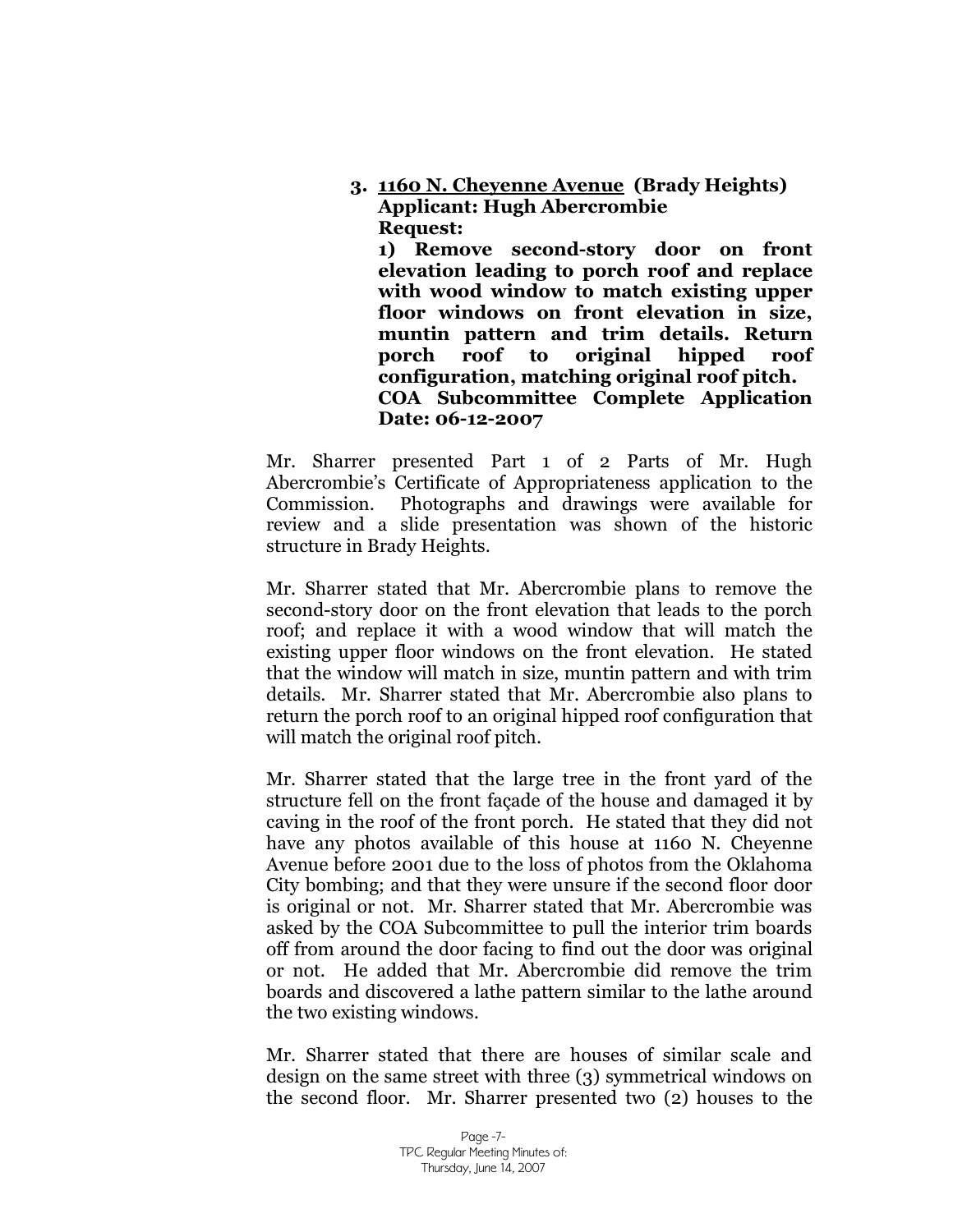3. **<u>1160 N. Cheyenne Avenue</u> (Brady Heights)**
   **Applicant: Hugh Abercrombie**
   **Request:**
   **1) Remove second-story door on front elevation leading to porch roof and replace with wood window to match existing upper floor windows on front elevation in size, muntin pattern and trim details. Return porch roof to original hipped roof configuration, matching original roof pitch.**
   **COA Subcommittee Complete Application Date: 06-12-2007**

Mr. Sharrer presented Part 1 of 2 Parts of Mr. Hugh Abercrombie's Certificate of Appropriateness application to the Commission. Photographs and drawings were available for review and a slide presentation was shown of the historic structure in Brady Heights.

Mr. Sharrer stated that Mr. Abercrombie plans to remove the second-story door on the front elevation that leads to the porch roof; and replace it with a wood window that will match the existing upper floor windows on the front elevation. He stated that the window will match in size, muntin pattern and with trim details. Mr. Sharrer stated that Mr. Abercrombie also plans to return the porch roof to an original hipped roof configuration that will match the original roof pitch.

Mr. Sharrer stated that the large tree in the front yard of the structure fell on the front façade of the house and damaged it by caving in the roof of the front porch. He stated that they did not have any photos available of this house at 1160 N. Cheyenne Avenue before 2001 due to the loss of photos from the Oklahoma City bombing; and that they were unsure if the second floor door is original or not. Mr. Sharrer stated that Mr. Abercrombie was asked by the COA Subcommittee to pull the interior trim boards off from around the door facing to find out the door was original or not. He added that Mr. Abercrombie did remove the trim boards and discovered a lathe pattern similar to the lathe around the two existing windows.

Mr. Sharrer stated that there are houses of similar scale and design on the same street with three (3) symmetrical windows on the second floor. Mr. Sharrer presented two (2) houses to the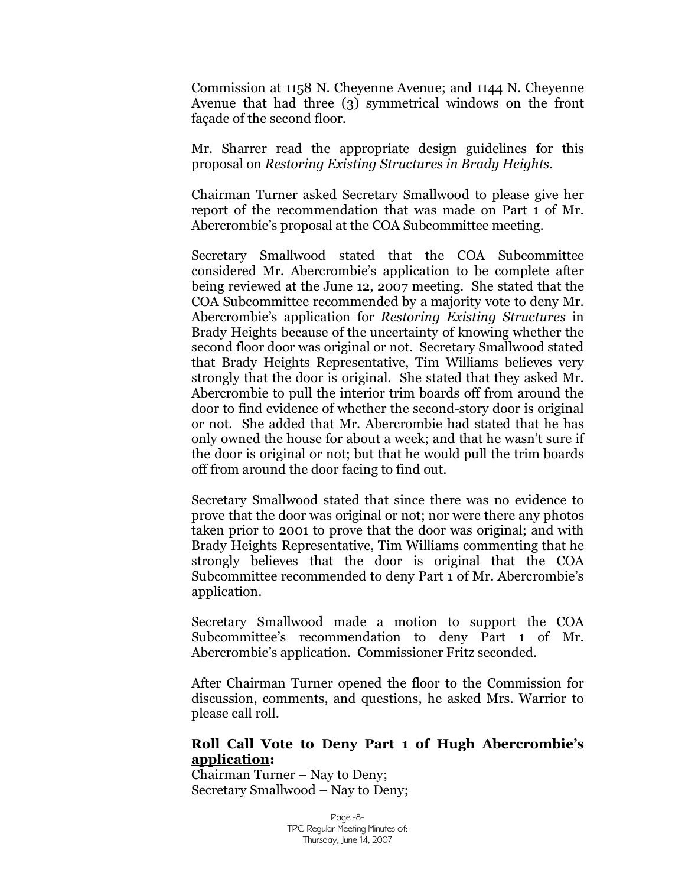Commission at 1158 N. Cheyenne Avenue; and 1144 N. Cheyenne Avenue that had three (3) symmetrical windows on the front façade of the second floor.

Mr. Sharrer read the appropriate design guidelines for this proposal on *Restoring Existing Structures in Brady Heights*.

Chairman Turner asked Secretary Smallwood to please give her report of the recommendation that was made on Part 1 of Mr. Abercrombie's proposal at the COA Subcommittee meeting.

Secretary Smallwood stated that the COA Subcommittee considered Mr. Abercrombie's application to be complete after being reviewed at the June 12, 2007 meeting. She stated that the COA Subcommittee recommended by a majority vote to deny Mr. Abercrombie's application for *Restoring Existing Structures* in Brady Heights because of the uncertainty of knowing whether the second floor door was original or not. Secretary Smallwood stated that Brady Heights Representative, Tim Williams believes very strongly that the door is original. She stated that they asked Mr. Abercrombie to pull the interior trim boards off from around the door to find evidence of whether the second-story door is original or not. She added that Mr. Abercrombie had stated that he has only owned the house for about a week; and that he wasn't sure if the door is original or not; but that he would pull the trim boards off from around the door facing to find out.

Secretary Smallwood stated that since there was no evidence to prove that the door was original or not; nor were there any photos taken prior to 2001 to prove that the door was original; and with Brady Heights Representative, Tim Williams commenting that he strongly believes that the door is original that the COA Subcommittee recommended to deny Part 1 of Mr. Abercrombie's application.

Secretary Smallwood made a motion to support the COA Subcommittee's recommendation to deny Part 1 of Mr. Abercrombie's application. Commissioner Fritz seconded.

After Chairman Turner opened the floor to the Commission for discussion, comments, and questions, he asked Mrs. Warrior to please call roll.

**Roll Call Vote to Deny Part 1 of Hugh Abercrombie's application:**

Chairman Turner – Nay to Deny;
Secretary Smallwood – Nay to Deny;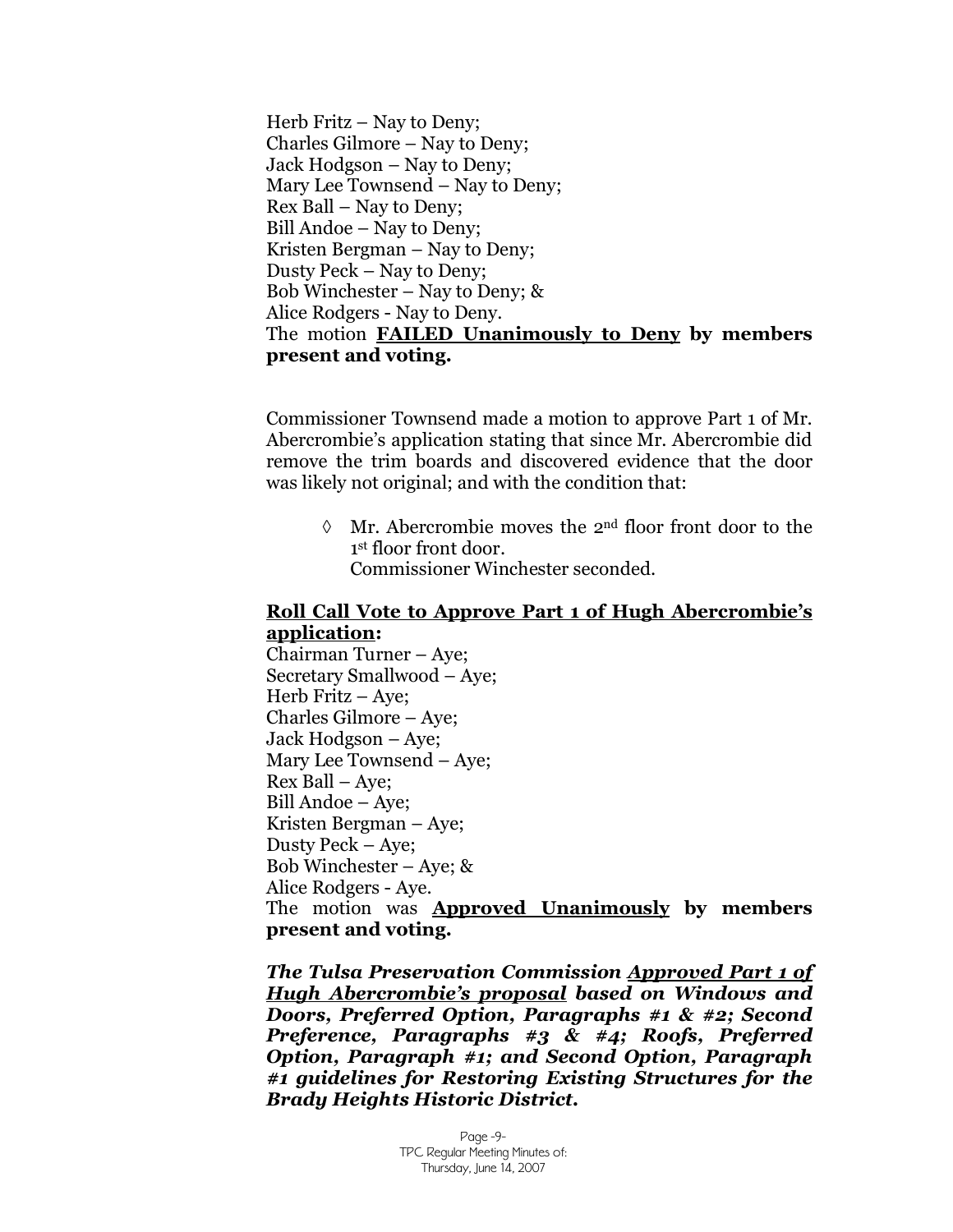Herb Fritz – Nay to Deny;
Charles Gilmore – Nay to Deny;
Jack Hodgson – Nay to Deny;
Mary Lee Townsend – Nay to Deny;
Rex Ball – Nay to Deny;
Bill Andoe – Nay to Deny;
Kristen Bergman – Nay to Deny;
Dusty Peck – Nay to Deny;
Bob Winchester – Nay to Deny; &
Alice Rodgers - Nay to Deny.
The motion **FAILED Unanimously to Deny by members present and voting.**

Commissioner Townsend made a motion to approve Part 1 of Mr. Abercrombie's application stating that since Mr. Abercrombie did remove the trim boards and discovered evidence that the door was likely not original; and with the condition that:

◊ Mr. Abercrombie moves the 2nd floor front door to the 1st floor front door.
Commissioner Winchester seconded.

**Roll Call Vote to Approve Part 1 of Hugh Abercrombie's application:**
Chairman Turner – Aye;
Secretary Smallwood – Aye;
Herb Fritz – Aye;
Charles Gilmore – Aye;
Jack Hodgson – Aye;
Mary Lee Townsend – Aye;
Rex Ball – Aye;
Bill Andoe – Aye;
Kristen Bergman – Aye;
Dusty Peck – Aye;
Bob Winchester – Aye; &
Alice Rodgers - Aye.
The motion was **Approved Unanimously by members present and voting.**

***The Tulsa Preservation Commission Approved Part 1 of Hugh Abercrombie's proposal based on Windows and Doors, Preferred Option, Paragraphs #1 & #2; Second Preference, Paragraphs #3 & #4; Roofs, Preferred Option, Paragraph #1; and Second Option, Paragraph #1 guidelines for Restoring Existing Structures for the Brady Heights Historic District.***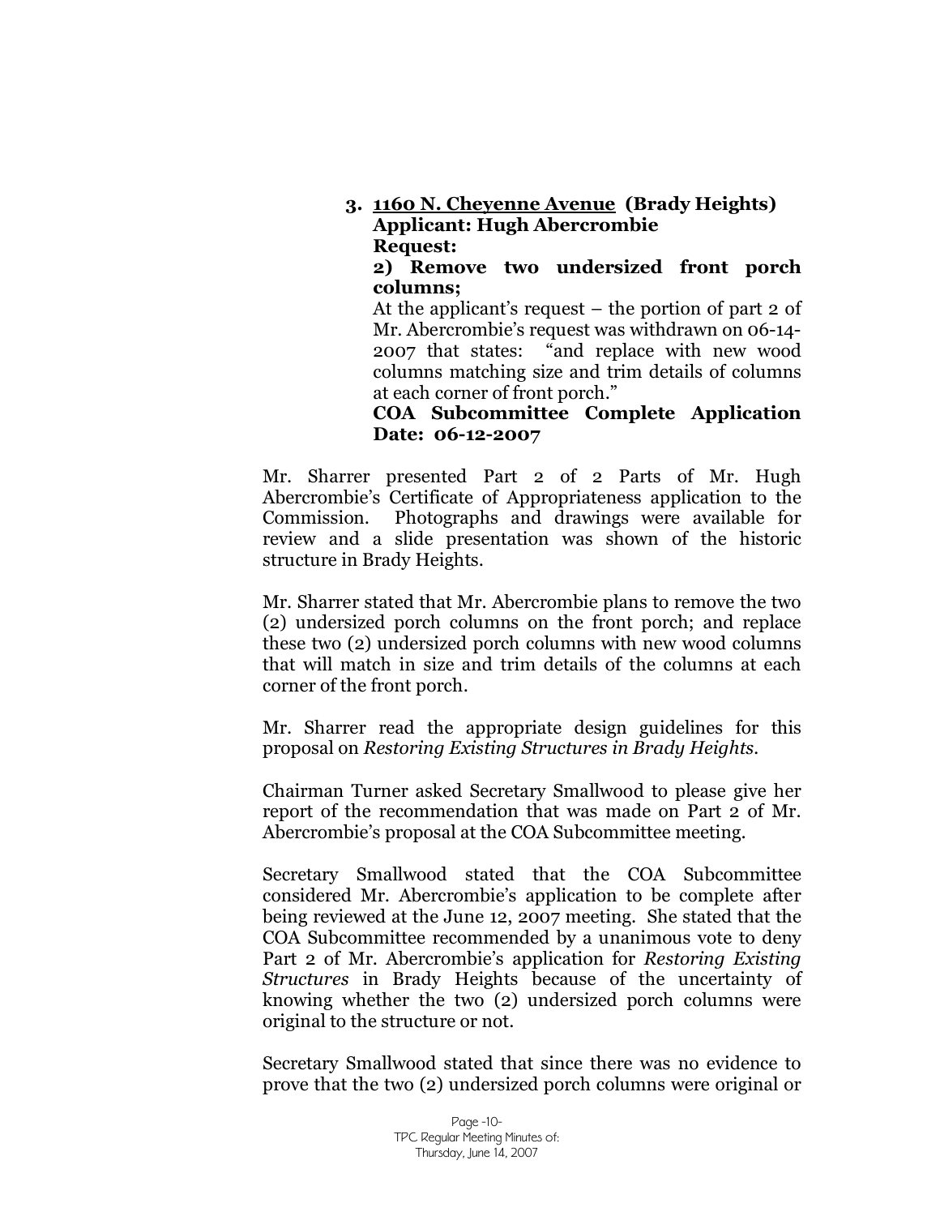3. **<u>1160 N. Cheyenne Avenue</u> (Brady Heights)**
   **Applicant: Hugh Abercrombie**
   **Request:**
   **2) Remove two undersized front porch columns;**
   At the applicant's request – the portion of part 2 of Mr. Abercrombie's request was withdrawn on 06-14-2007 that states: "and replace with new wood columns matching size and trim details of columns at each corner of front porch."
   **COA Subcommittee Complete Application Date: 06-12-2007**

Mr. Sharrer presented Part 2 of 2 Parts of Mr. Hugh Abercrombie's Certificate of Appropriateness application to the Commission. Photographs and drawings were available for review and a slide presentation was shown of the historic structure in Brady Heights.

Mr. Sharrer stated that Mr. Abercrombie plans to remove the two (2) undersized porch columns on the front porch; and replace these two (2) undersized porch columns with new wood columns that will match in size and trim details of the columns at each corner of the front porch.

Mr. Sharrer read the appropriate design guidelines for this proposal on *Restoring Existing Structures in Brady Heights*.

Chairman Turner asked Secretary Smallwood to please give her report of the recommendation that was made on Part 2 of Mr. Abercrombie's proposal at the COA Subcommittee meeting.

Secretary Smallwood stated that the COA Subcommittee considered Mr. Abercrombie's application to be complete after being reviewed at the June 12, 2007 meeting. She stated that the COA Subcommittee recommended by a unanimous vote to deny Part 2 of Mr. Abercrombie's application for *Restoring Existing Structures* in Brady Heights because of the uncertainty of knowing whether the two (2) undersized porch columns were original to the structure or not.

Secretary Smallwood stated that since there was no evidence to prove that the two (2) undersized porch columns were original or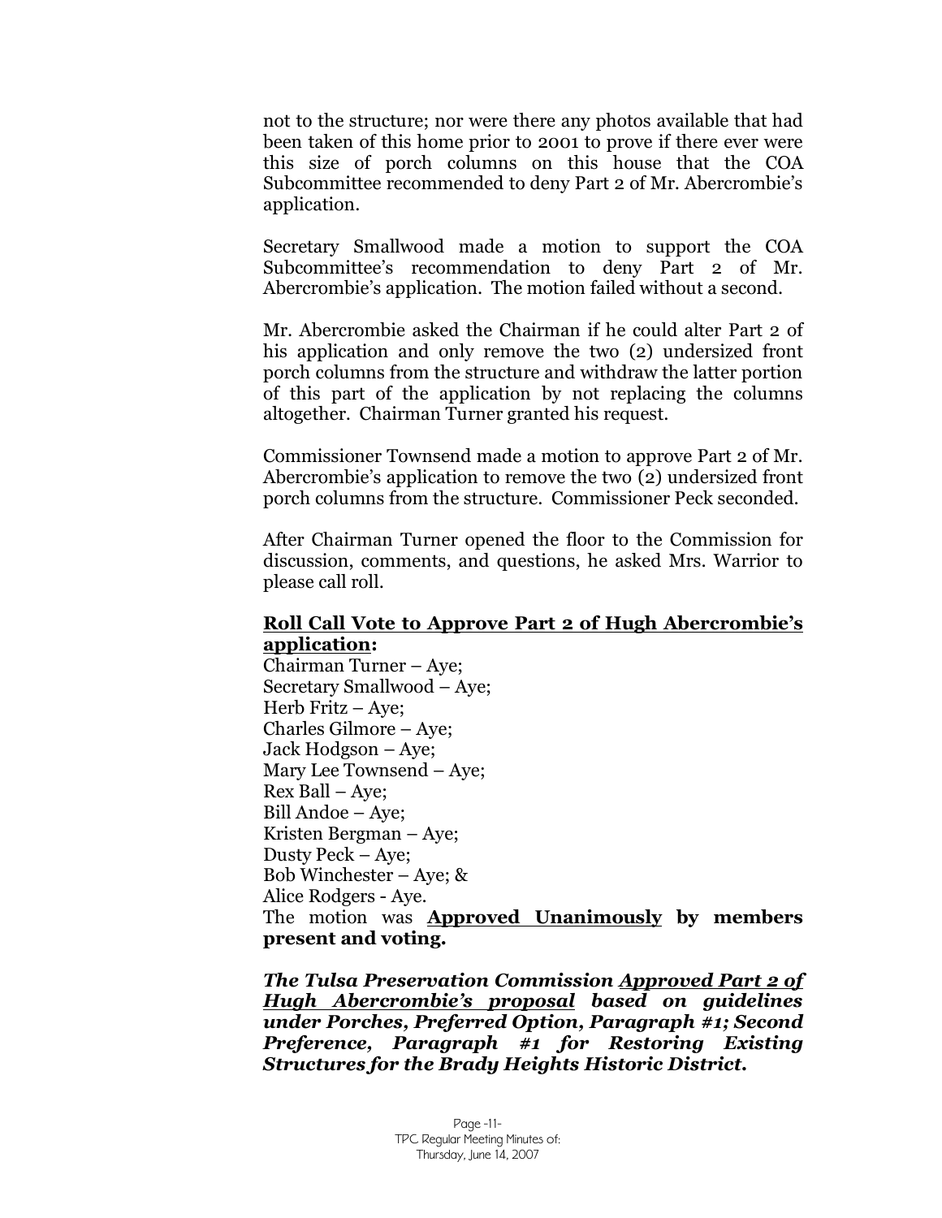not to the structure; nor were there any photos available that had been taken of this home prior to 2001 to prove if there ever were this size of porch columns on this house that the COA Subcommittee recommended to deny Part 2 of Mr. Abercrombie's application.

Secretary Smallwood made a motion to support the COA Subcommittee's recommendation to deny Part 2 of Mr. Abercrombie's application. The motion failed without a second.

Mr. Abercrombie asked the Chairman if he could alter Part 2 of his application and only remove the two (2) undersized front porch columns from the structure and withdraw the latter portion of this part of the application by not replacing the columns altogether. Chairman Turner granted his request.

Commissioner Townsend made a motion to approve Part 2 of Mr. Abercrombie's application to remove the two (2) undersized front porch columns from the structure. Commissioner Peck seconded.

After Chairman Turner opened the floor to the Commission for discussion, comments, and questions, he asked Mrs. Warrior to please call roll.

**<u>Roll Call Vote to Approve Part 2 of Hugh Abercrombie's application</u>:**
Chairman Turner – Aye;
Secretary Smallwood – Aye;
Herb Fritz – Aye;
Charles Gilmore – Aye;
Jack Hodgson – Aye;
Mary Lee Townsend – Aye;
Rex Ball – Aye;
Bill Andoe – Aye;
Kristen Bergman – Aye;
Dusty Peck – Aye;
Bob Winchester – Aye; &
Alice Rodgers - Aye.
The motion was **<u>Approved Unanimously</u> by members present and voting.**

***The Tulsa Preservation Commission <u>Approved Part 2 of Hugh Abercrombie's proposal</u> based on guidelines under Porches, Preferred Option, Paragraph #1; Second Preference, Paragraph #1 for Restoring Existing Structures for the Brady Heights Historic District.***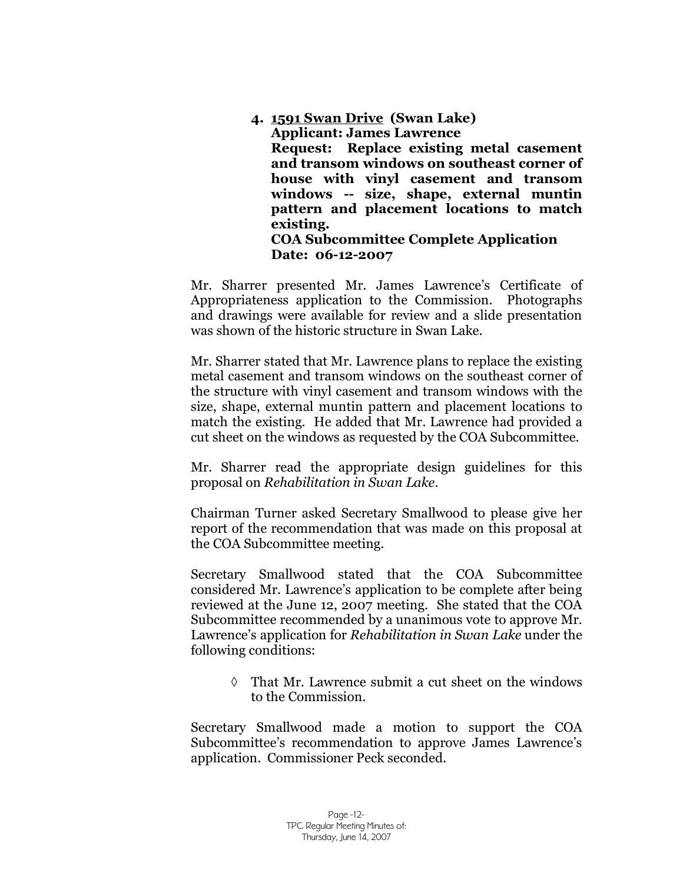**4. <u>1591 Swan Drive</u> (Swan Lake)**
**Applicant: James Lawrence**
**Request: Replace existing metal casement and transom windows on southeast corner of house with vinyl casement and transom windows -- size, shape, external muntin pattern and placement locations to match existing.**
**COA Subcommittee Complete Application Date: 06-12-2007**

Mr. Sharrer presented Mr. James Lawrence's Certificate of Appropriateness application to the Commission. Photographs and drawings were available for review and a slide presentation was shown of the historic structure in Swan Lake.

Mr. Sharrer stated that Mr. Lawrence plans to replace the existing metal casement and transom windows on the southeast corner of the structure with vinyl casement and transom windows with the size, shape, external muntin pattern and placement locations to match the existing. He added that Mr. Lawrence had provided a cut sheet on the windows as requested by the COA Subcommittee.

Mr. Sharrer read the appropriate design guidelines for this proposal on *Rehabilitation in Swan Lake*.

Chairman Turner asked Secretary Smallwood to please give her report of the recommendation that was made on this proposal at the COA Subcommittee meeting.

Secretary Smallwood stated that the COA Subcommittee considered Mr. Lawrence's application to be complete after being reviewed at the June 12, 2007 meeting. She stated that the COA Subcommittee recommended by a unanimous vote to approve Mr. Lawrence's application for *Rehabilitation in Swan Lake* under the following conditions:

◊ That Mr. Lawrence submit a cut sheet on the windows to the Commission.

Secretary Smallwood made a motion to support the COA Subcommittee's recommendation to approve James Lawrence's application. Commissioner Peck seconded.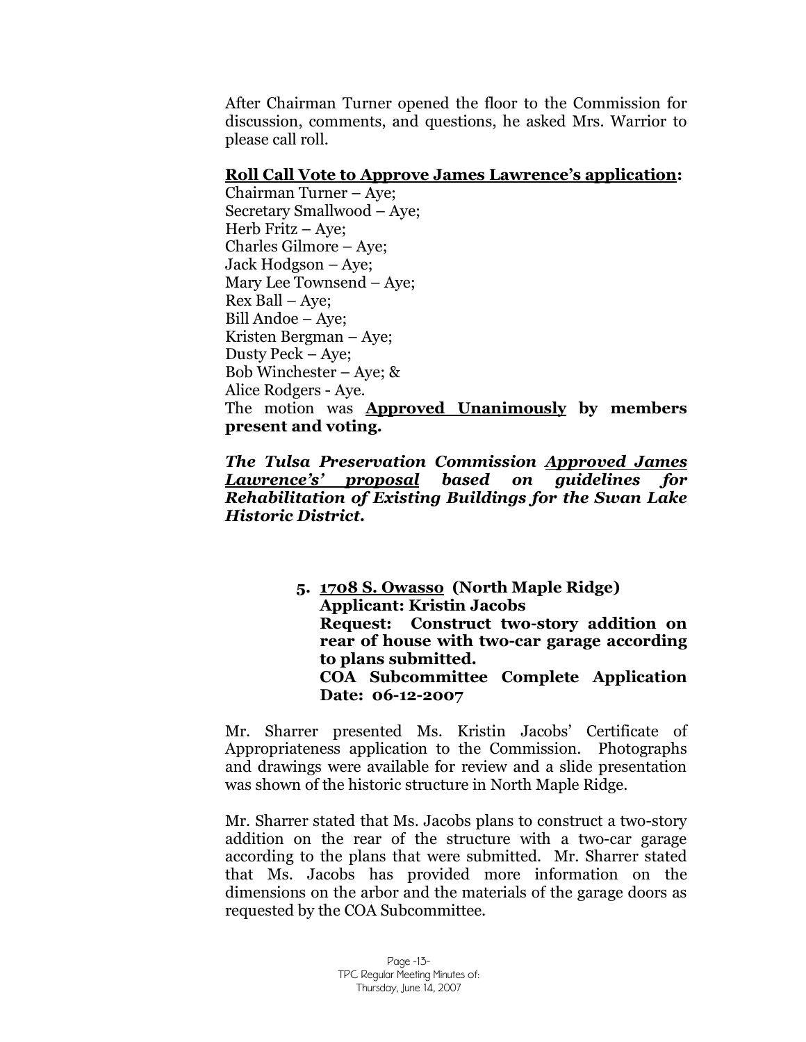After Chairman Turner opened the floor to the Commission for discussion, comments, and questions, he asked Mrs. Warrior to please call roll.

**Roll Call Vote to Approve James Lawrence's application:**

Chairman Turner – Aye;
Secretary Smallwood – Aye;
Herb Fritz – Aye;
Charles Gilmore – Aye;
Jack Hodgson – Aye;
Mary Lee Townsend – Aye;
Rex Ball – Aye;
Bill Andoe – Aye;
Kristen Bergman – Aye;
Dusty Peck – Aye;
Bob Winchester – Aye; &
Alice Rodgers - Aye.
The motion was **Approved Unanimously by members present and voting.**

***The Tulsa Preservation Commission Approved James Lawrence's' proposal based on guidelines for Rehabilitation of Existing Buildings for the Swan Lake Historic District.***

5. **1708 S. Owasso (North Maple Ridge)**
   **Applicant: Kristin Jacobs**
   **Request: Construct two-story addition on rear of house with two-car garage according to plans submitted.**
   **COA Subcommittee Complete Application Date: 06-12-2007**

Mr. Sharrer presented Ms. Kristin Jacobs' Certificate of Appropriateness application to the Commission. Photographs and drawings were available for review and a slide presentation was shown of the historic structure in North Maple Ridge.

Mr. Sharrer stated that Ms. Jacobs plans to construct a two-story addition on the rear of the structure with a two-car garage according to the plans that were submitted. Mr. Sharrer stated that Ms. Jacobs has provided more information on the dimensions on the arbor and the materials of the garage doors as requested by the COA Subcommittee.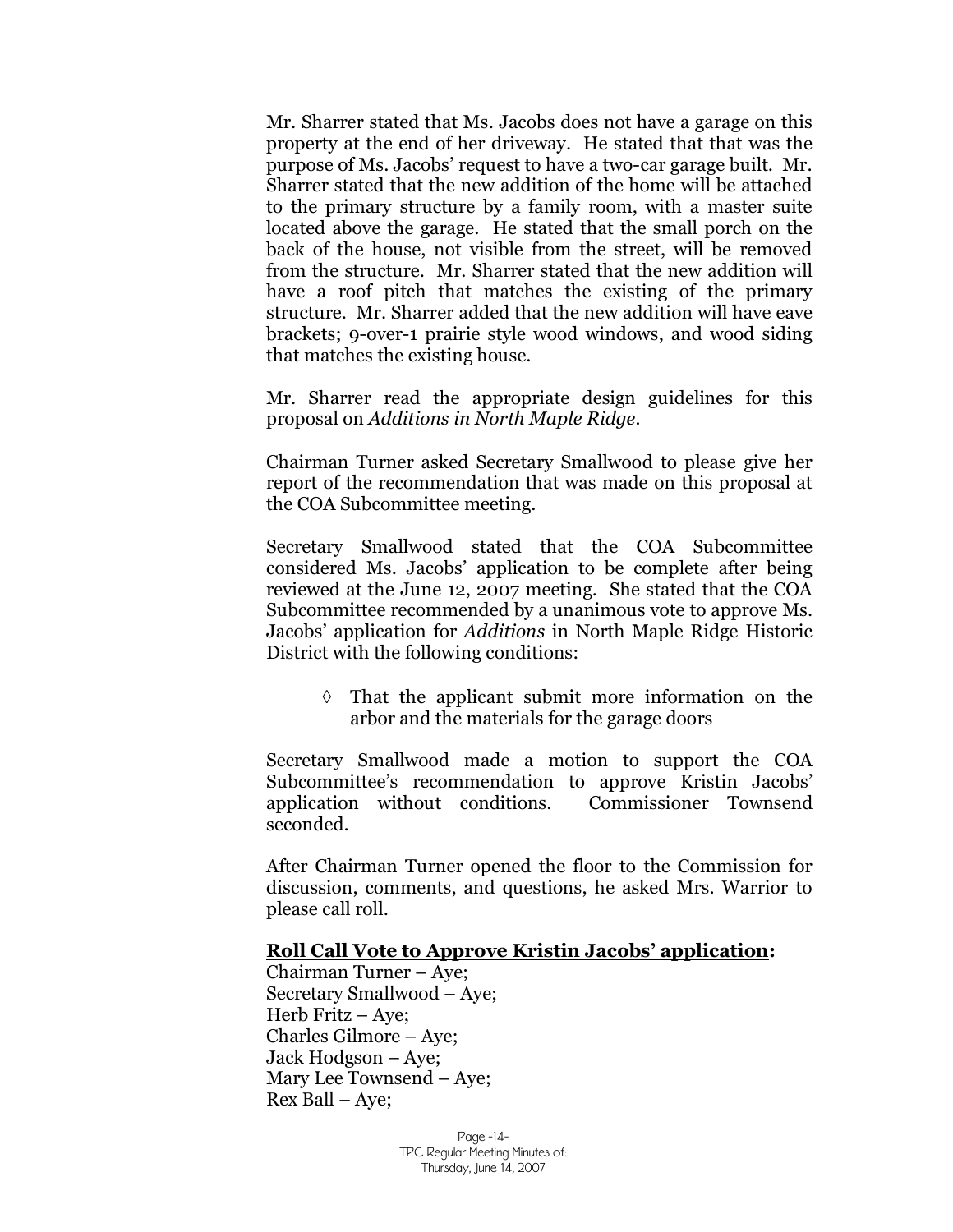Mr. Sharrer stated that Ms. Jacobs does not have a garage on this property at the end of her driveway. He stated that that was the purpose of Ms. Jacobs' request to have a two-car garage built. Mr. Sharrer stated that the new addition of the home will be attached to the primary structure by a family room, with a master suite located above the garage. He stated that the small porch on the back of the house, not visible from the street, will be removed from the structure. Mr. Sharrer stated that the new addition will have a roof pitch that matches the existing of the primary structure. Mr. Sharrer added that the new addition will have eave brackets; 9-over-1 prairie style wood windows, and wood siding that matches the existing house.

Mr. Sharrer read the appropriate design guidelines for this proposal on *Additions in North Maple Ridge*.

Chairman Turner asked Secretary Smallwood to please give her report of the recommendation that was made on this proposal at the COA Subcommittee meeting.

Secretary Smallwood stated that the COA Subcommittee considered Ms. Jacobs' application to be complete after being reviewed at the June 12, 2007 meeting. She stated that the COA Subcommittee recommended by a unanimous vote to approve Ms. Jacobs' application for *Additions* in North Maple Ridge Historic District with the following conditions:

- ◊ That the applicant submit more information on the arbor and the materials for the garage doors

Secretary Smallwood made a motion to support the COA Subcommittee's recommendation to approve Kristin Jacobs' application without conditions. Commissioner Townsend seconded.

After Chairman Turner opened the floor to the Commission for discussion, comments, and questions, he asked Mrs. Warrior to please call roll.

**Roll Call Vote to Approve Kristin Jacobs' application:**

Chairman Turner – Aye;
Secretary Smallwood – Aye;
Herb Fritz – Aye;
Charles Gilmore – Aye;
Jack Hodgson – Aye;
Mary Lee Townsend – Aye;
Rex Ball – Aye;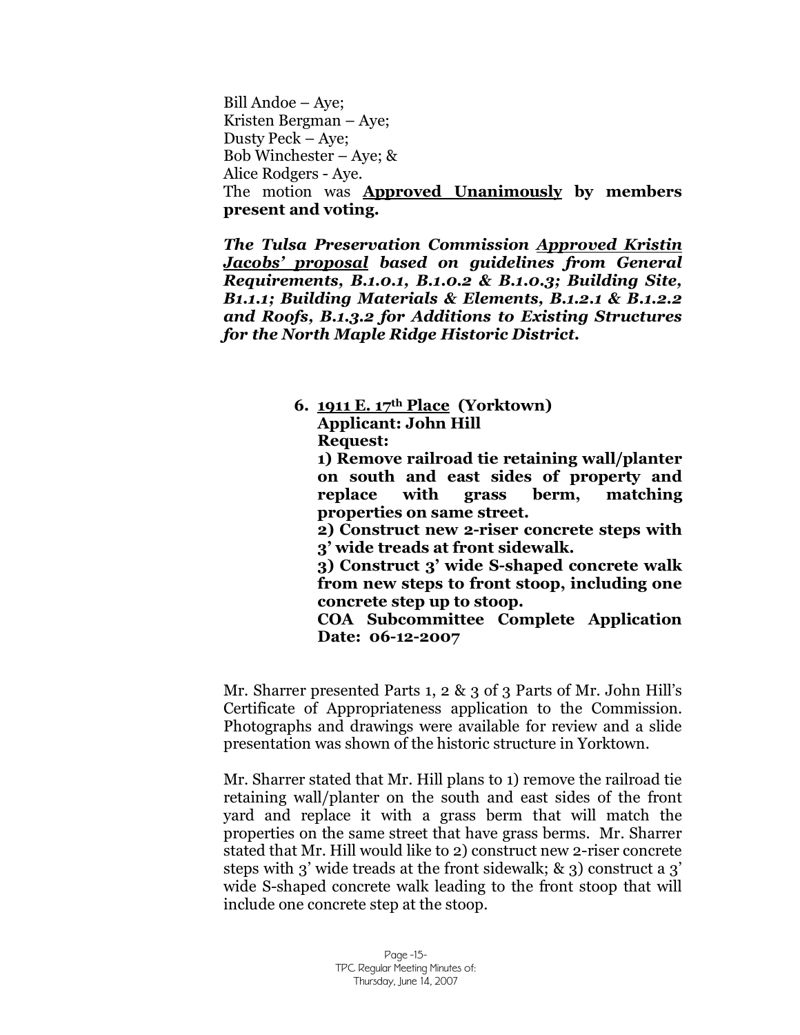Bill Andoe – Aye;
Kristen Bergman – Aye;
Dusty Peck – Aye;
Bob Winchester – Aye; &
Alice Rodgers - Aye.
The motion was **Approved Unanimously** by members present and voting.

***The Tulsa Preservation Commission Approved Kristin Jacobs' proposal based on guidelines from General Requirements, B.1.0.1, B.1.0.2 & B.1.0.3; Building Site, B1.1.1; Building Materials & Elements, B.1.2.1 & B.1.2.2 and Roofs, B.1.3.2 for Additions to Existing Structures for the North Maple Ridge Historic District.***

**6. 1911 E. 17th Place (Yorktown)**
**Applicant: John Hill**
**Request:**
**1) Remove railroad tie retaining wall/planter on south and east sides of property and replace with grass berm, matching properties on same street.**
**2) Construct new 2-riser concrete steps with 3' wide treads at front sidewalk.**
**3) Construct 3' wide S-shaped concrete walk from new steps to front stoop, including one concrete step up to stoop.**
**COA Subcommittee Complete Application Date: 06-12-2007**

Mr. Sharrer presented Parts 1, 2 & 3 of 3 Parts of Mr. John Hill's Certificate of Appropriateness application to the Commission. Photographs and drawings were available for review and a slide presentation was shown of the historic structure in Yorktown.

Mr. Sharrer stated that Mr. Hill plans to 1) remove the railroad tie retaining wall/planter on the south and east sides of the front yard and replace it with a grass berm that will match the properties on the same street that have grass berms. Mr. Sharrer stated that Mr. Hill would like to 2) construct new 2-riser concrete steps with 3' wide treads at the front sidewalk; & 3) construct a 3' wide S-shaped concrete walk leading to the front stoop that will include one concrete step at the stoop.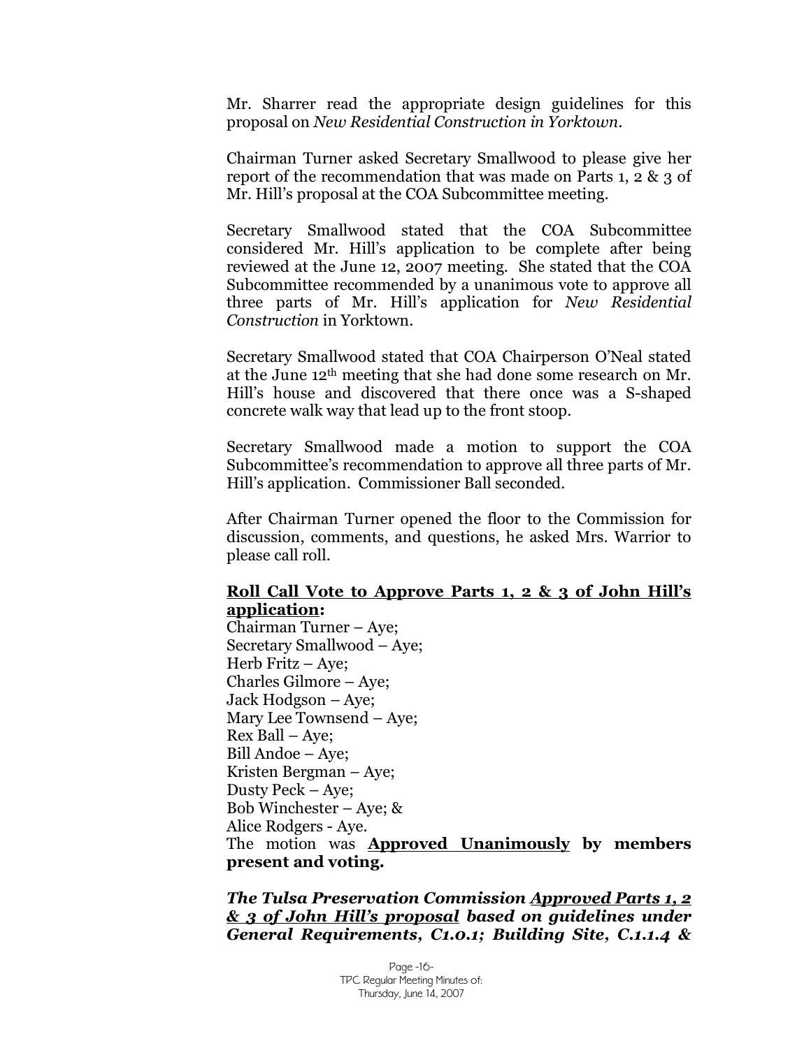Mr. Sharrer read the appropriate design guidelines for this proposal on *New Residential Construction in Yorktown*.

Chairman Turner asked Secretary Smallwood to please give her report of the recommendation that was made on Parts 1, 2 & 3 of Mr. Hill's proposal at the COA Subcommittee meeting.

Secretary Smallwood stated that the COA Subcommittee considered Mr. Hill's application to be complete after being reviewed at the June 12, 2007 meeting. She stated that the COA Subcommittee recommended by a unanimous vote to approve all three parts of Mr. Hill's application for *New Residential Construction* in Yorktown.

Secretary Smallwood stated that COA Chairperson O'Neal stated at the June 12th meeting that she had done some research on Mr. Hill's house and discovered that there once was a S-shaped concrete walk way that lead up to the front stoop.

Secretary Smallwood made a motion to support the COA Subcommittee's recommendation to approve all three parts of Mr. Hill's application. Commissioner Ball seconded.

After Chairman Turner opened the floor to the Commission for discussion, comments, and questions, he asked Mrs. Warrior to please call roll.

**<u>Roll Call Vote to Approve Parts 1, 2 & 3 of John Hill's application</u>:**
Chairman Turner – Aye;
Secretary Smallwood – Aye;
Herb Fritz – Aye;
Charles Gilmore – Aye;
Jack Hodgson – Aye;
Mary Lee Townsend – Aye;
Rex Ball – Aye;
Bill Andoe – Aye;
Kristen Bergman – Aye;
Dusty Peck – Aye;
Bob Winchester – Aye; &
Alice Rodgers - Aye.
The motion was **<u>Approved Unanimously</u> by members present and voting.**

***The Tulsa Preservation Commission <u>Approved Parts 1, 2 & 3 of John Hill's proposal</u> based on guidelines under General Requirements, C1.0.1; Building Site, C.1.1.4 &***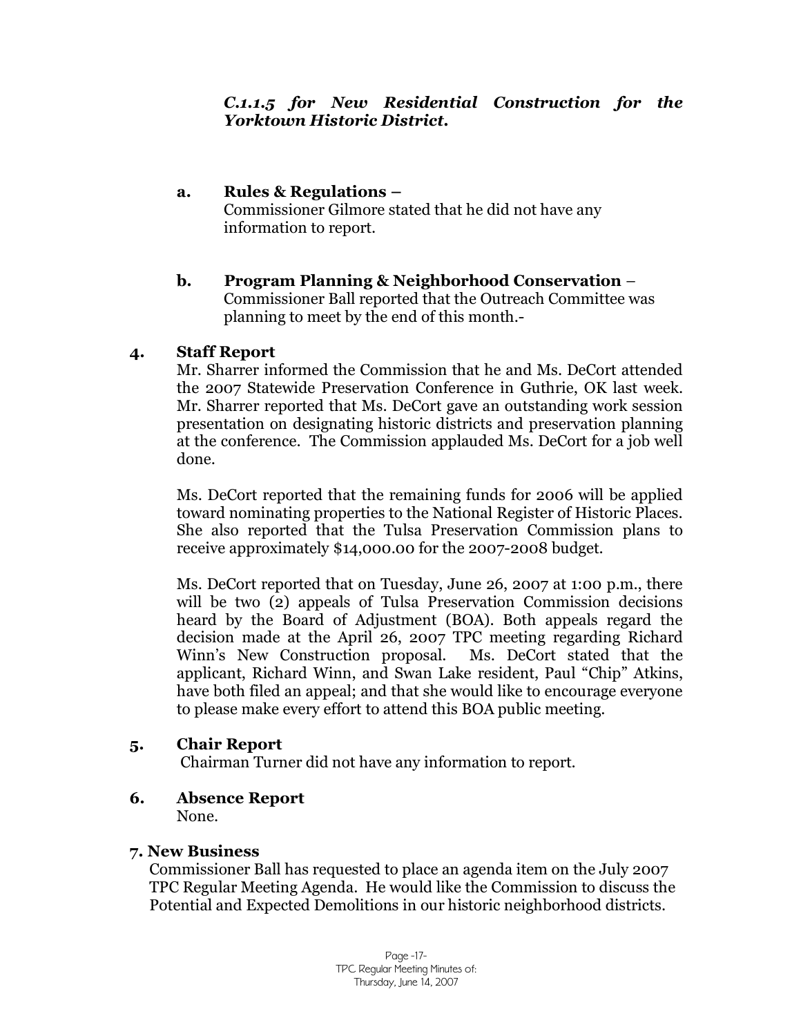***C.1.1.5 for New Residential Construction for the Yorktown Historic District.***

**a. Rules & Regulations –**
Commissioner Gilmore stated that he did not have any information to report.

**b. Program Planning & Neighborhood Conservation –**
Commissioner Ball reported that the Outreach Committee was planning to meet by the end of this month.-

## 4. Staff Report

Mr. Sharrer informed the Commission that he and Ms. DeCort attended the 2007 Statewide Preservation Conference in Guthrie, OK last week. Mr. Sharrer reported that Ms. DeCort gave an outstanding work session presentation on designating historic districts and preservation planning at the conference. The Commission applauded Ms. DeCort for a job well done.

Ms. DeCort reported that the remaining funds for 2006 will be applied toward nominating properties to the National Register of Historic Places. She also reported that the Tulsa Preservation Commission plans to receive approximately $14,000.00 for the 2007-2008 budget.

Ms. DeCort reported that on Tuesday, June 26, 2007 at 1:00 p.m., there will be two (2) appeals of Tulsa Preservation Commission decisions heard by the Board of Adjustment (BOA). Both appeals regard the decision made at the April 26, 2007 TPC meeting regarding Richard Winn's New Construction proposal. Ms. DeCort stated that the applicant, Richard Winn, and Swan Lake resident, Paul "Chip" Atkins, have both filed an appeal; and that she would like to encourage everyone to please make every effort to attend this BOA public meeting.

## 5. Chair Report

Chairman Turner did not have any information to report.

## 6. Absence Report

None.

## 7. New Business

Commissioner Ball has requested to place an agenda item on the July 2007 TPC Regular Meeting Agenda. He would like the Commission to discuss the Potential and Expected Demolitions in our historic neighborhood districts.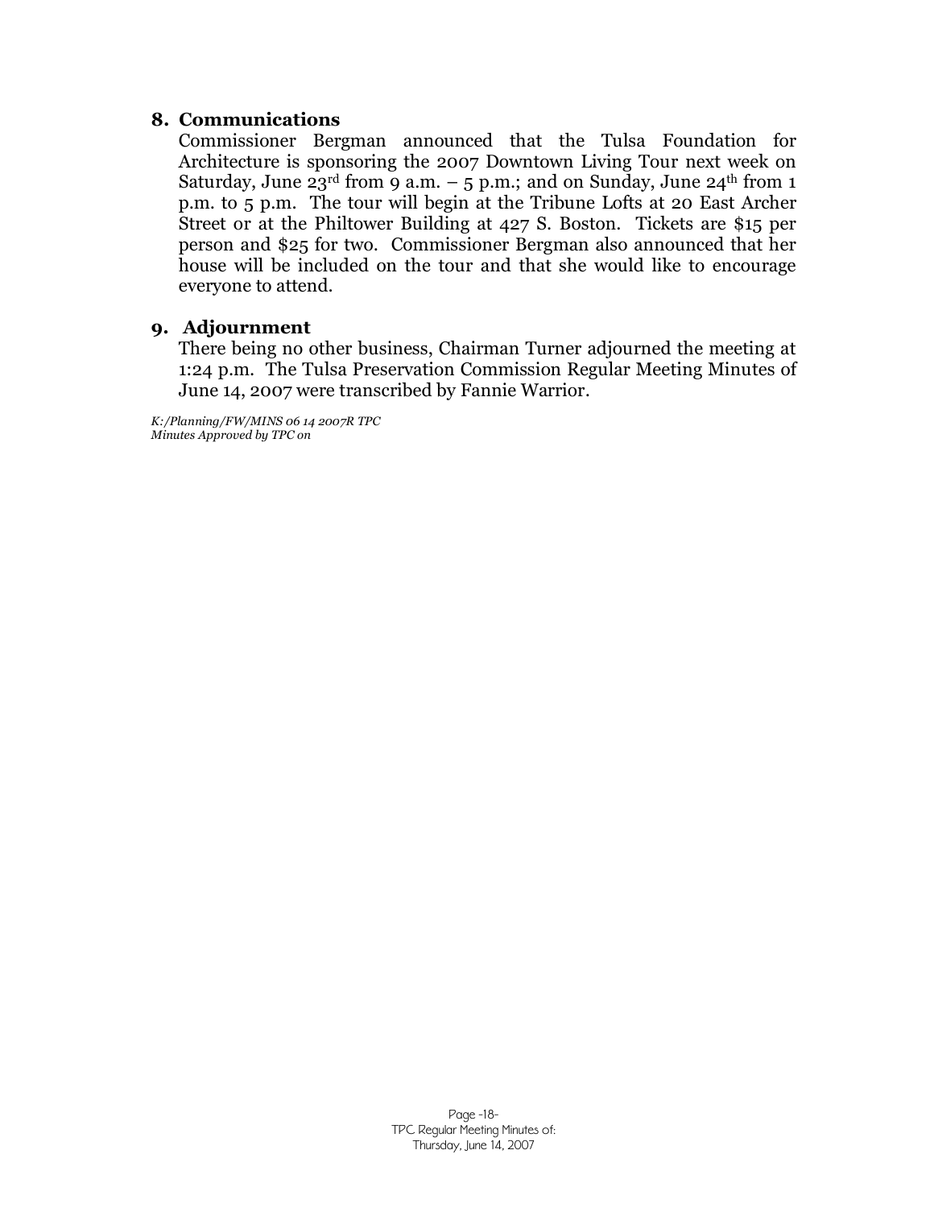## 8. Communications

Commissioner Bergman announced that the Tulsa Foundation for Architecture is sponsoring the 2007 Downtown Living Tour next week on Saturday, June 23rd from 9 a.m. – 5 p.m.; and on Sunday, June 24th from 1 p.m. to 5 p.m. The tour will begin at the Tribune Lofts at 20 East Archer Street or at the Philtower Building at 427 S. Boston. Tickets are $15 per person and $25 for two. Commissioner Bergman also announced that her house will be included on the tour and that she would like to encourage everyone to attend.

## 9. Adjournment

There being no other business, Chairman Turner adjourned the meeting at 1:24 p.m. The Tulsa Preservation Commission Regular Meeting Minutes of June 14, 2007 were transcribed by Fannie Warrior.

*K:/Planning/FW/MINS 06 14 2007R TPC*
*Minutes Approved by TPC on*